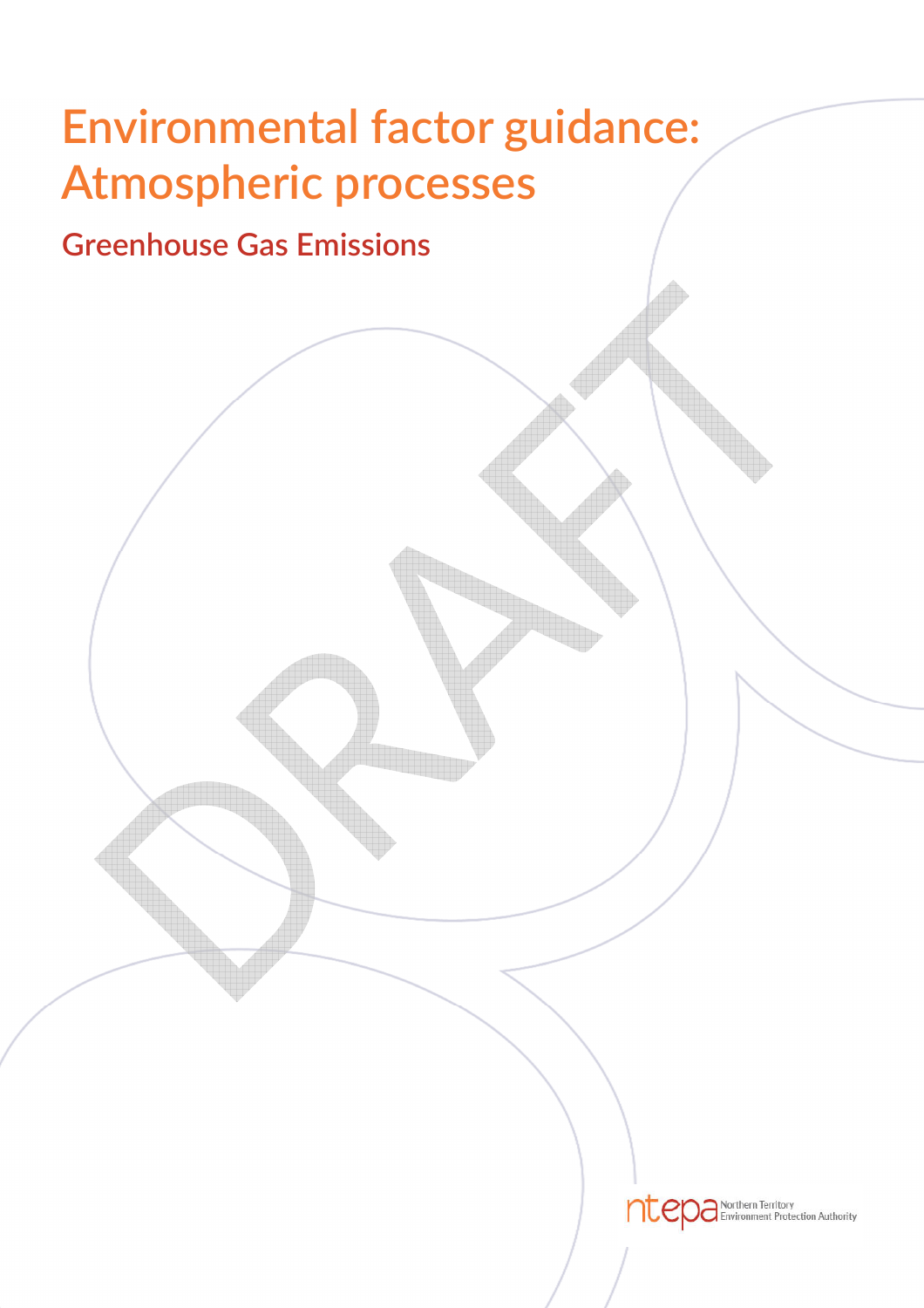# Environmental factor guidance: Atmospheric processes

## Greenhouse Gas Emissions

DRAFT

ntepa Northern Territory Environment Protection Authority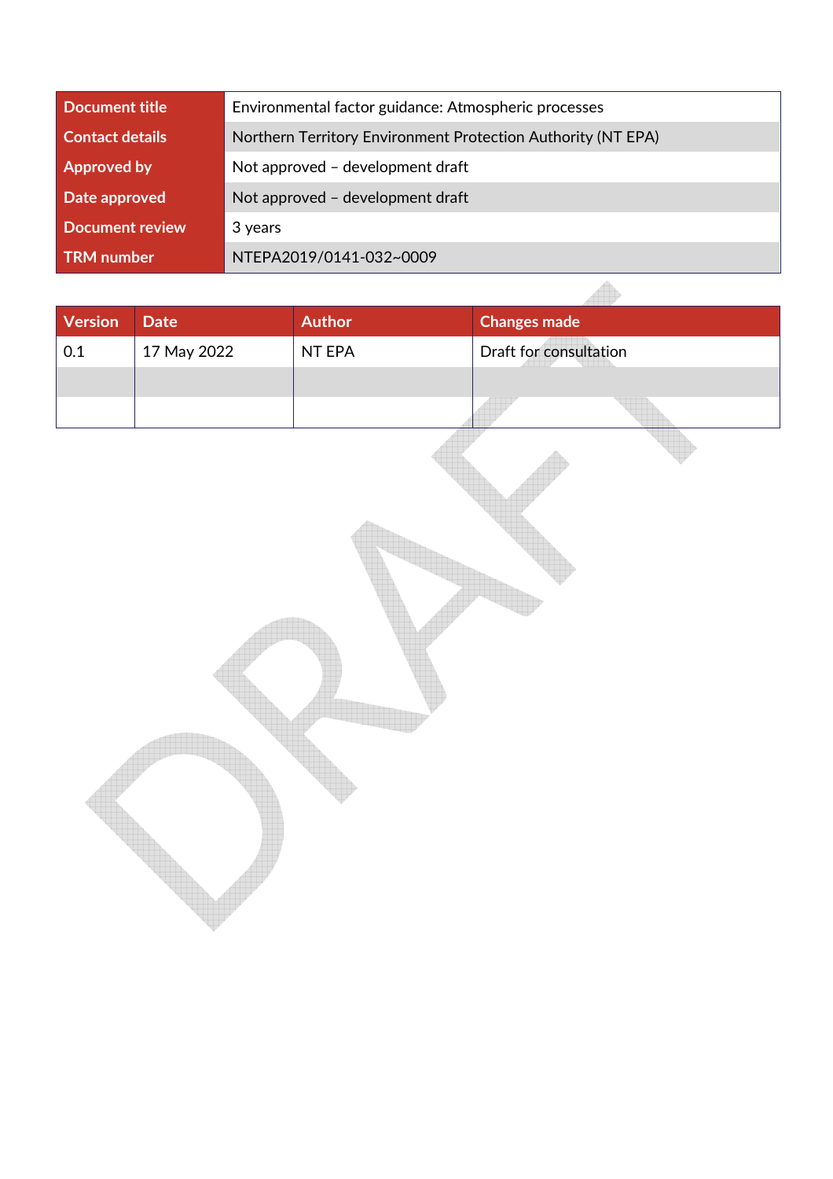| Document title | Environmental factor guidance: Atmospheric processes |
| --- | --- |
| Contact details | Northern Territory Environment Protection Authority (NT EPA) |
| Approved by | Not approved – development draft |
| Date approved | Not approved – development draft |
| Document review | 3 years |
| TRM number | NTEPA2019/0141-032~0009 |

| Version | Date | Author | Changes made |
| --- | --- | --- | --- |
| 0.1 | 17 May 2022 | NT EPA | Draft for consultation |
| | | | |
| | | | |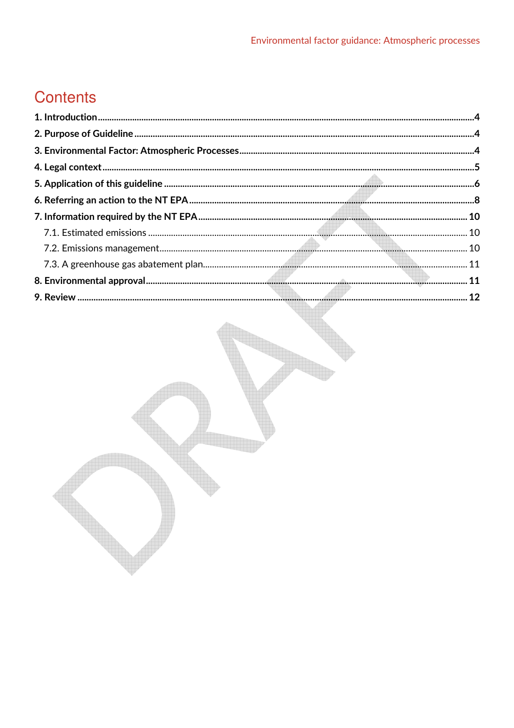# Contents

1. Introduction .....4
2. Purpose of Guideline .....4
3. Environmental Factor: Atmospheric Processes .....4
4. Legal context .....5
5. Application of this guideline .....6
6. Referring an action to the NT EPA .....8
7. Information required by the NT EPA .....10
   - 7.1. Estimated emissions .....10
   - 7.2. Emissions management .....10
   - 7.3. A greenhouse gas abatement plan .....11
8. Environmental approval .....11
9. Review .....12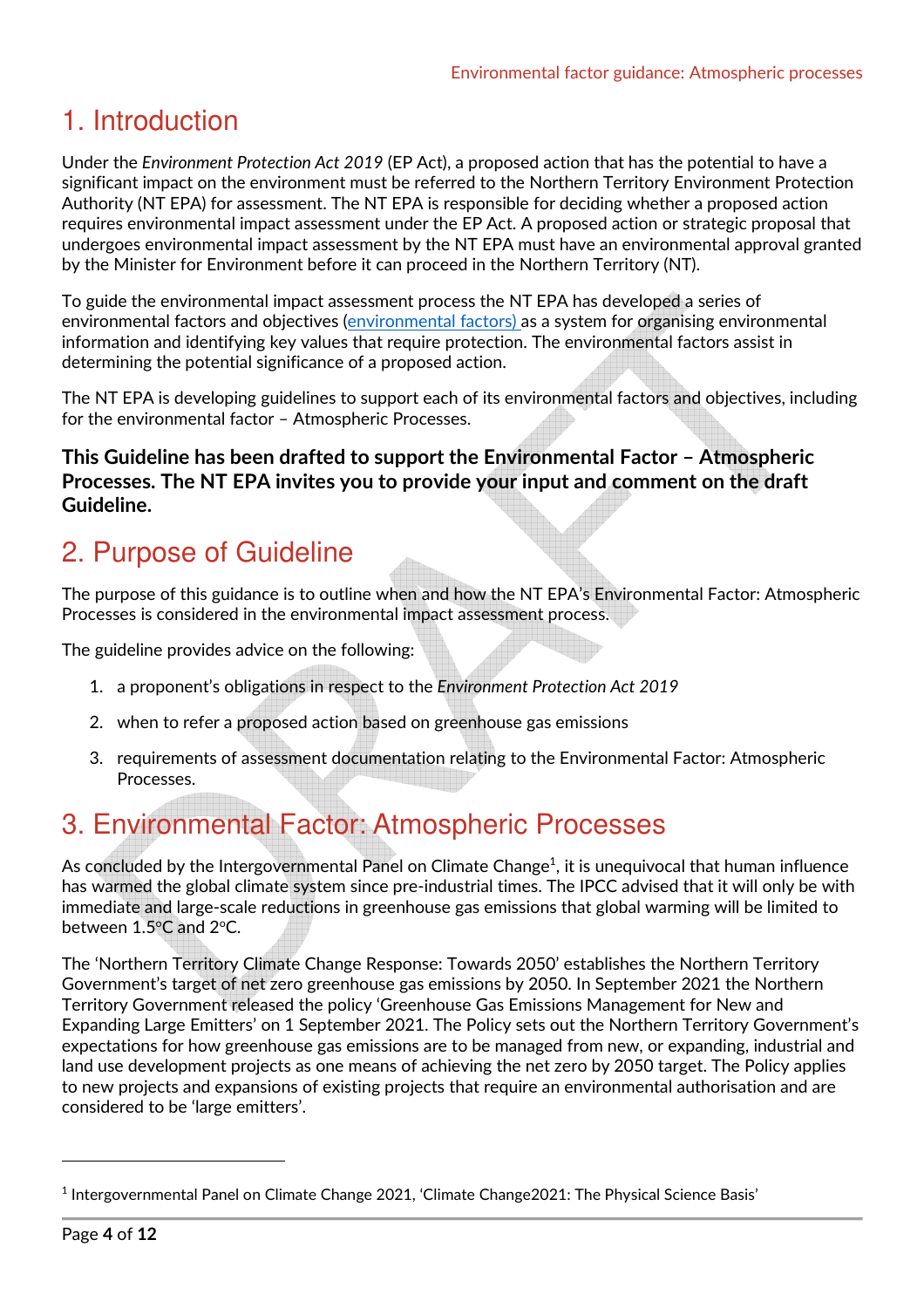# 1. Introduction

Under the *Environment Protection Act 2019* (EP Act), a proposed action that has the potential to have a significant impact on the environment must be referred to the Northern Territory Environment Protection Authority (NT EPA) for assessment. The NT EPA is responsible for deciding whether a proposed action requires environmental impact assessment under the EP Act. A proposed action or strategic proposal that undergoes environmental impact assessment by the NT EPA must have an environmental approval granted by the Minister for Environment before it can proceed in the Northern Territory (NT).

To guide the environmental impact assessment process the NT EPA has developed a series of environmental factors and objectives (environmental factors) as a system for organising environmental information and identifying key values that require protection. The environmental factors assist in determining the potential significance of a proposed action.

The NT EPA is developing guidelines to support each of its environmental factors and objectives, including for the environmental factor – Atmospheric Processes.

**This Guideline has been drafted to support the Environmental Factor – Atmospheric Processes. The NT EPA invites you to provide your input and comment on the draft Guideline.**

# 2. Purpose of Guideline

The purpose of this guidance is to outline when and how the NT EPA's Environmental Factor: Atmospheric Processes is considered in the environmental impact assessment process.

The guideline provides advice on the following:

1. a proponent's obligations in respect to the *Environment Protection Act 2019*
2. when to refer a proposed action based on greenhouse gas emissions
3. requirements of assessment documentation relating to the Environmental Factor: Atmospheric Processes.

# 3. Environmental Factor: Atmospheric Processes

As concluded by the Intergovernmental Panel on Climate Change[1], it is unequivocal that human influence has warmed the global climate system since pre-industrial times. The IPCC advised that it will only be with immediate and large-scale reductions in greenhouse gas emissions that global warming will be limited to between 1.5°C and 2°C.

The 'Northern Territory Climate Change Response: Towards 2050' establishes the Northern Territory Government's target of net zero greenhouse gas emissions by 2050. In September 2021 the Northern Territory Government released the policy 'Greenhouse Gas Emissions Management for New and Expanding Large Emitters' on 1 September 2021. The Policy sets out the Northern Territory Government's expectations for how greenhouse gas emissions are to be managed from new, or expanding, industrial and land use development projects as one means of achieving the net zero by 2050 target. The Policy applies to new projects and expansions of existing projects that require an environmental authorisation and are considered to be 'large emitters'.

---

[1] Intergovernmental Panel on Climate Change 2021, 'Climate Change2021: The Physical Science Basis'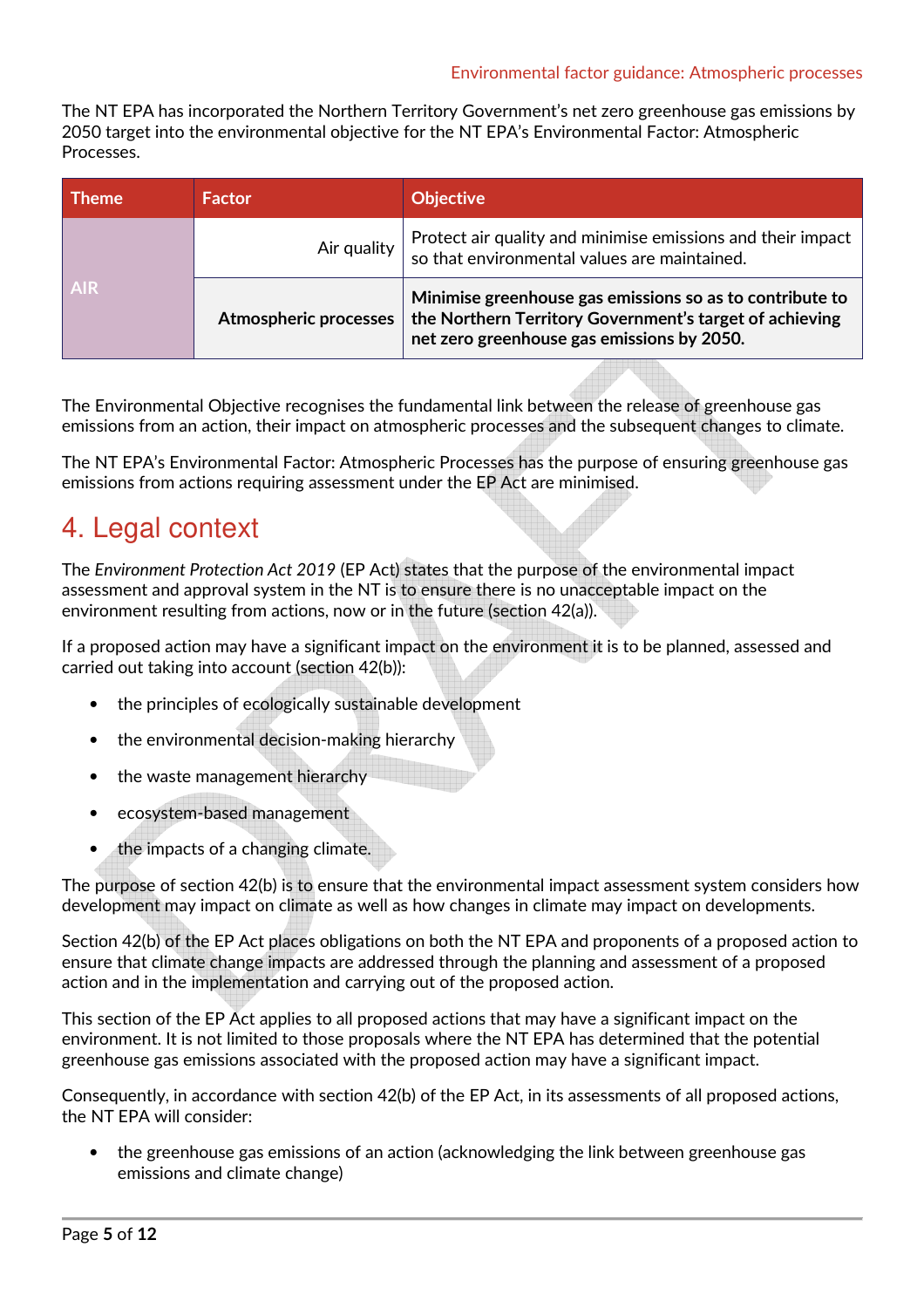The NT EPA has incorporated the Northern Territory Government's net zero greenhouse gas emissions by 2050 target into the environmental objective for the NT EPA's Environmental Factor: Atmospheric Processes.

| Theme | Factor | Objective |
|---|---|---|
| AIR | Air quality | Protect air quality and minimise emissions and their impact so that environmental values are maintained. |
| | **Atmospheric processes** | **Minimise greenhouse gas emissions so as to contribute to the Northern Territory Government's target of achieving net zero greenhouse gas emissions by 2050.** |

The Environmental Objective recognises the fundamental link between the release of greenhouse gas emissions from an action, their impact on atmospheric processes and the subsequent changes to climate.

The NT EPA's Environmental Factor: Atmospheric Processes has the purpose of ensuring greenhouse gas emissions from actions requiring assessment under the EP Act are minimised.

# 4. Legal context

The *Environment Protection Act 2019* (EP Act) states that the purpose of the environmental impact assessment and approval system in the NT is to ensure there is no unacceptable impact on the environment resulting from actions, now or in the future (section 42(a)).

If a proposed action may have a significant impact on the environment it is to be planned, assessed and carried out taking into account (section 42(b)):

- the principles of ecologically sustainable development
- the environmental decision-making hierarchy
- the waste management hierarchy
- ecosystem-based management
- the impacts of a changing climate.

The purpose of section 42(b) is to ensure that the environmental impact assessment system considers how development may impact on climate as well as how changes in climate may impact on developments.

Section 42(b) of the EP Act places obligations on both the NT EPA and proponents of a proposed action to ensure that climate change impacts are addressed through the planning and assessment of a proposed action and in the implementation and carrying out of the proposed action.

This section of the EP Act applies to all proposed actions that may have a significant impact on the environment. It is not limited to those proposals where the NT EPA has determined that the potential greenhouse gas emissions associated with the proposed action may have a significant impact.

Consequently, in accordance with section 42(b) of the EP Act, in its assessments of all proposed actions, the NT EPA will consider:

- the greenhouse gas emissions of an action (acknowledging the link between greenhouse gas emissions and climate change)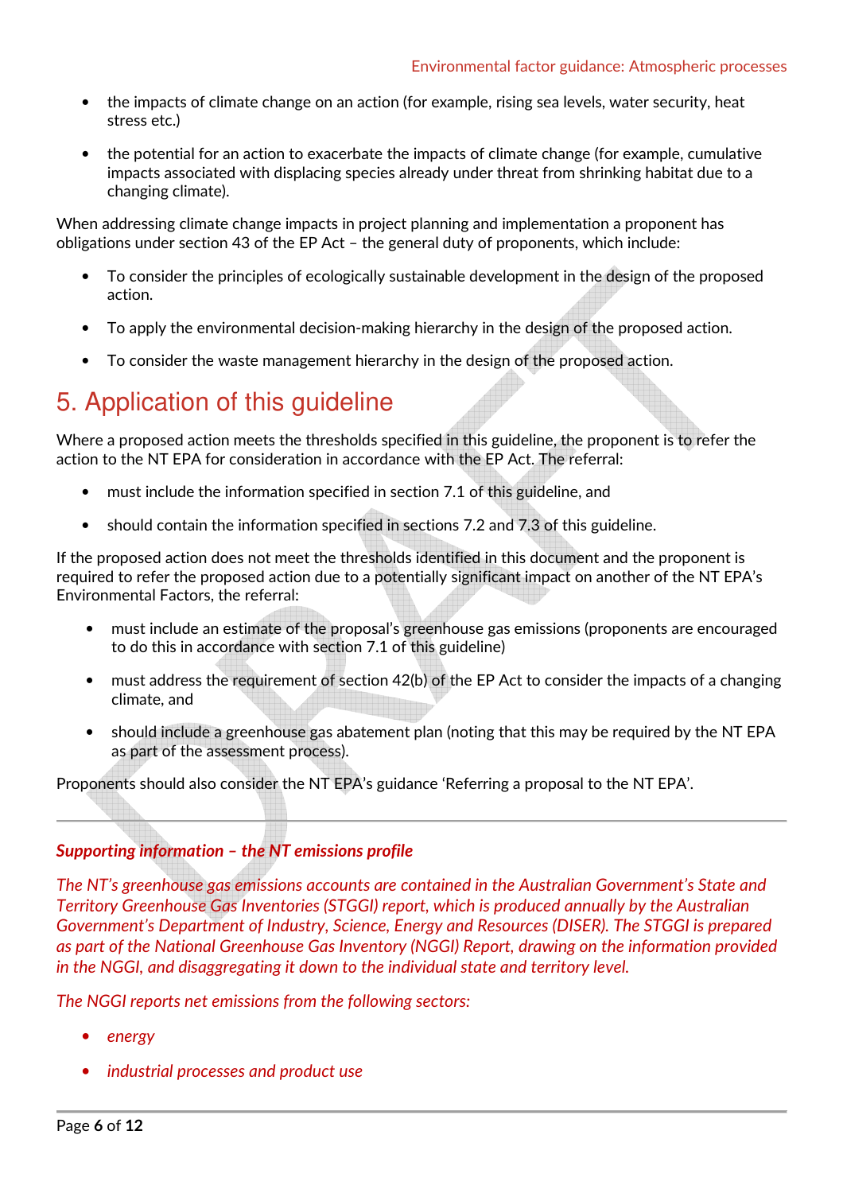- the impacts of climate change on an action (for example, rising sea levels, water security, heat stress etc.)
- the potential for an action to exacerbate the impacts of climate change (for example, cumulative impacts associated with displacing species already under threat from shrinking habitat due to a changing climate).

When addressing climate change impacts in project planning and implementation a proponent has obligations under section 43 of the EP Act – the general duty of proponents, which include:

- To consider the principles of ecologically sustainable development in the design of the proposed action.
- To apply the environmental decision-making hierarchy in the design of the proposed action.
- To consider the waste management hierarchy in the design of the proposed action.

# 5. Application of this guideline

Where a proposed action meets the thresholds specified in this guideline, the proponent is to refer the action to the NT EPA for consideration in accordance with the EP Act. The referral:

- must include the information specified in section 7.1 of this guideline, and
- should contain the information specified in sections 7.2 and 7.3 of this guideline.

If the proposed action does not meet the thresholds identified in this document and the proponent is required to refer the proposed action due to a potentially significant impact on another of the NT EPA's Environmental Factors, the referral:

- must include an estimate of the proposal's greenhouse gas emissions (proponents are encouraged to do this in accordance with section 7.1 of this guideline)
- must address the requirement of section 42(b) of the EP Act to consider the impacts of a changing climate, and
- should include a greenhouse gas abatement plan (noting that this may be required by the NT EPA as part of the assessment process).

Proponents should also consider the NT EPA's guidance 'Referring a proposal to the NT EPA'.

---

***Supporting information – the NT emissions profile***

*The NT's greenhouse gas emissions accounts are contained in the Australian Government's State and Territory Greenhouse Gas Inventories (STGGI) report, which is produced annually by the Australian Government's Department of Industry, Science, Energy and Resources (DISER). The STGGI is prepared as part of the National Greenhouse Gas Inventory (NGGI) Report, drawing on the information provided in the NGGI, and disaggregating it down to the individual state and territory level.*

*The NGGI reports net emissions from the following sectors:*

- *energy*
- *industrial processes and product use*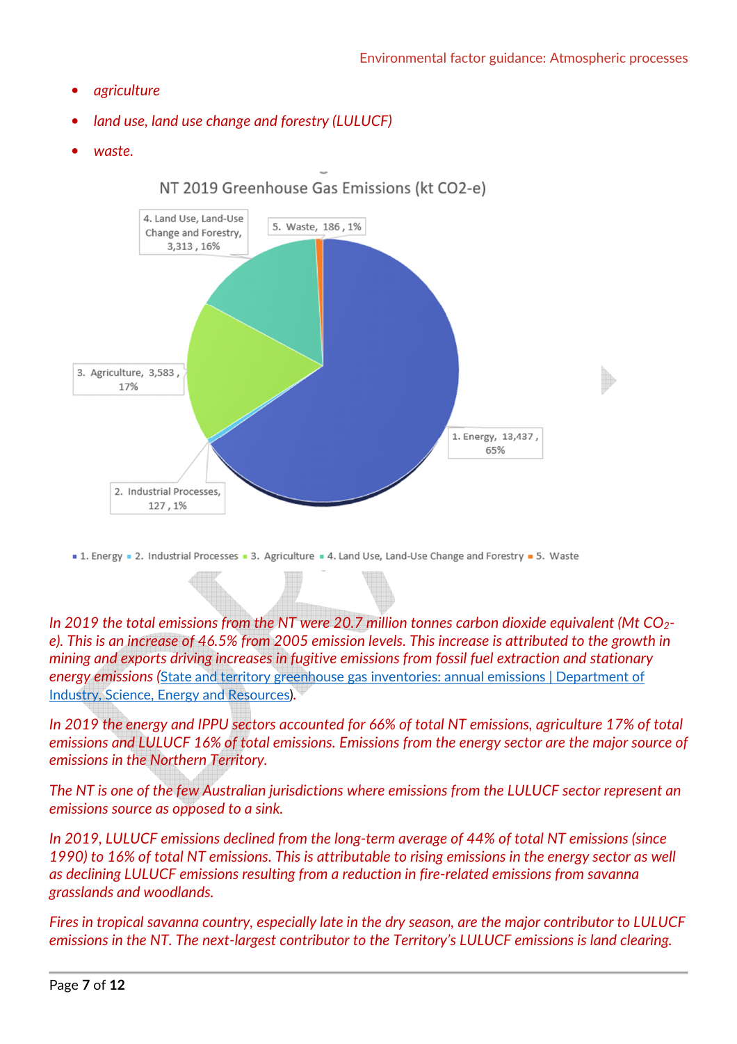- *agriculture*
- *land use, land use change and forestry (LULUCF)*
- *waste.*

NT 2019 Greenhouse Gas Emissions (kt CO2-e)

| Sector | kt CO2-e | % |
|---|---|---|
| 1. Energy | 13,437 | 65% |
| 2. Industrial Processes | 127 | 1% |
| 3. Agriculture | 3,583 | 17% |
| 4. Land Use, Land-Use Change and Forestry | 3,313 | 16% |
| 5. Waste | 186 | 1% |

*In 2019 the total emissions from the NT were 20.7 million tonnes carbon dioxide equivalent (Mt $CO_2$-e). This is an increase of 46.5% from 2005 emission levels. This increase is attributed to the growth in mining and exports driving increases in fugitive emissions from fossil fuel extraction and stationary energy emissions* ([State and territory greenhouse gas inventories: annual emissions | Department of Industry, Science, Energy and Resources]).

*In 2019 the energy and IPPU sectors accounted for 66% of total NT emissions, agriculture 17% of total emissions and LULUCF 16% of total emissions. Emissions from the energy sector are the major source of emissions in the Northern Territory.*

*The NT is one of the few Australian jurisdictions where emissions from the LULUCF sector represent an emissions source as opposed to a sink.*

*In 2019, LULUCF emissions declined from the long-term average of 44% of total NT emissions (since 1990) to 16% of total NT emissions. This is attributable to rising emissions in the energy sector as well as declining LULUCF emissions resulting from a reduction in fire-related emissions from savanna grasslands and woodlands.*

*Fires in tropical savanna country, especially late in the dry season, are the major contributor to LULUCF emissions in the NT. The next-largest contributor to the Territory's LULUCF emissions is land clearing.*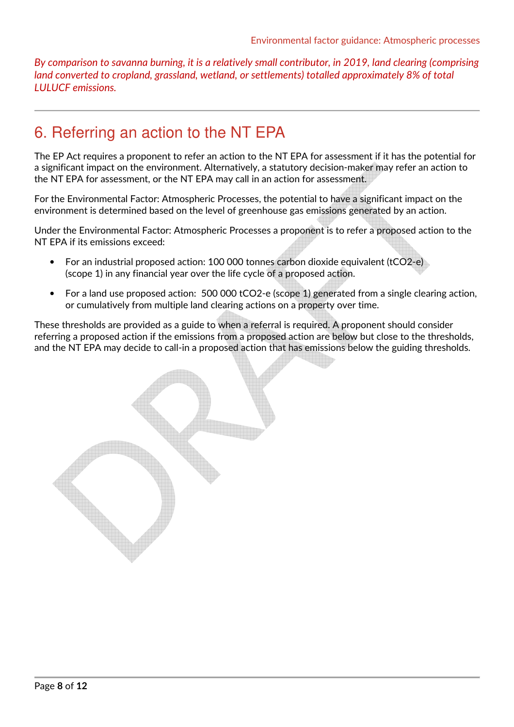*By comparison to savanna burning, it is a relatively small contributor, in 2019, land clearing (comprising land converted to cropland, grassland, wetland, or settlements) totalled approximately 8% of total LULUCF emissions.*

# 6. Referring an action to the NT EPA

The EP Act requires a proponent to refer an action to the NT EPA for assessment if it has the potential for a significant impact on the environment. Alternatively, a statutory decision-maker may refer an action to the NT EPA for assessment, or the NT EPA may call in an action for assessment.

For the Environmental Factor: Atmospheric Processes, the potential to have a significant impact on the environment is determined based on the level of greenhouse gas emissions generated by an action.

Under the Environmental Factor: Atmospheric Processes a proponent is to refer a proposed action to the NT EPA if its emissions exceed:

- For an industrial proposed action: 100 000 tonnes carbon dioxide equivalent (tCO2-e) (scope 1) in any financial year over the life cycle of a proposed action.
- For a land use proposed action: 500 000 tCO2-e (scope 1) generated from a single clearing action, or cumulatively from multiple land clearing actions on a property over time.

These thresholds are provided as a guide to when a referral is required. A proponent should consider referring a proposed action if the emissions from a proposed action are below but close to the thresholds, and the NT EPA may decide to call-in a proposed action that has emissions below the guiding thresholds.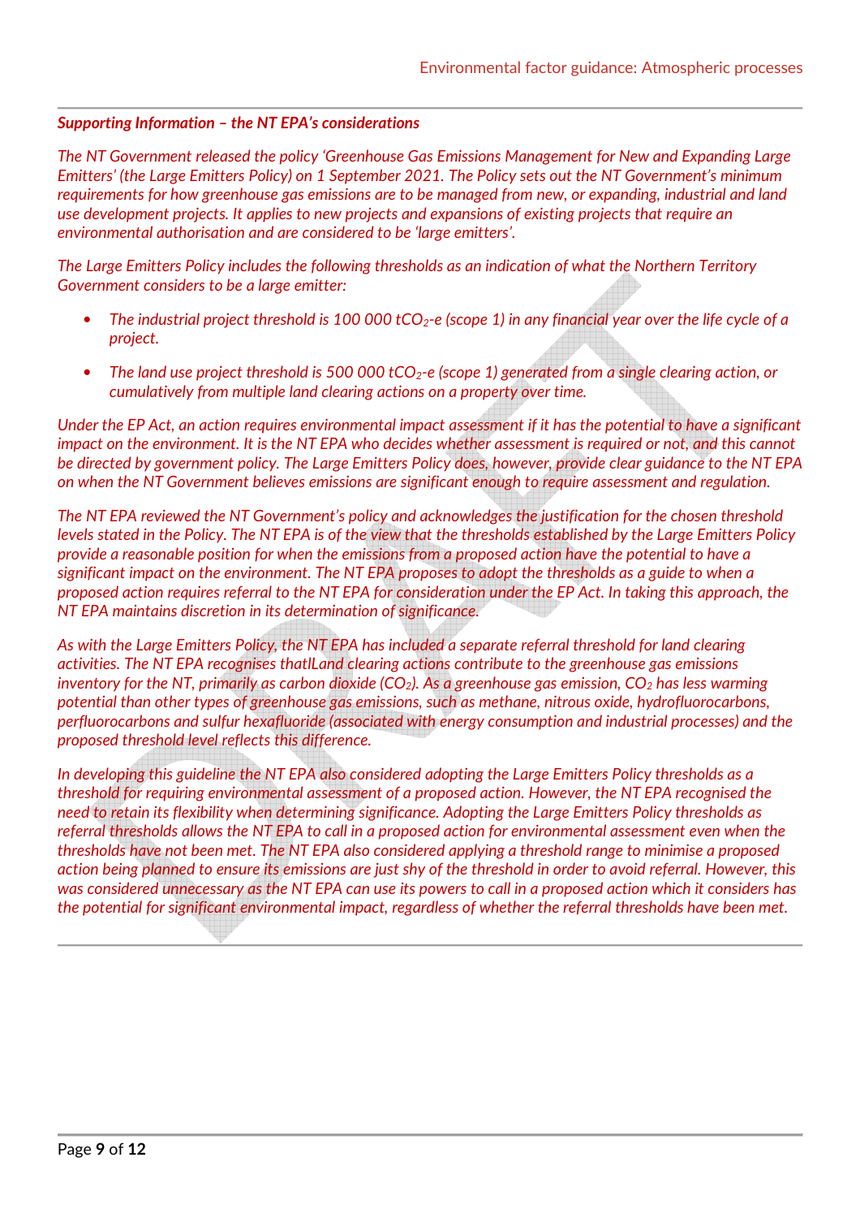***Supporting Information – the NT EPA's considerations***

*The NT Government released the policy 'Greenhouse Gas Emissions Management for New and Expanding Large Emitters' (the Large Emitters Policy) on 1 September 2021. The Policy sets out the NT Government's minimum requirements for how greenhouse gas emissions are to be managed from new, or expanding, industrial and land use development projects. It applies to new projects and expansions of existing projects that require an environmental authorisation and are considered to be 'large emitters'.*

*The Large Emitters Policy includes the following thresholds as an indication of what the Northern Territory Government considers to be a large emitter:*

- *The industrial project threshold is 100 000 t$CO_2$-e (scope 1) in any financial year over the life cycle of a project.*
- *The land use project threshold is 500 000 t$CO_2$-e (scope 1) generated from a single clearing action, or cumulatively from multiple land clearing actions on a property over time.*

*Under the EP Act, an action requires environmental impact assessment if it has the potential to have a significant impact on the environment. It is the NT EPA who decides whether assessment is required or not, and this cannot be directed by government policy. The Large Emitters Policy does, however, provide clear guidance to the NT EPA on when the NT Government believes emissions are significant enough to require assessment and regulation.*

*The NT EPA reviewed the NT Government's policy and acknowledges the justification for the chosen threshold levels stated in the Policy. The NT EPA is of the view that the thresholds established by the Large Emitters Policy provide a reasonable position for when the emissions from a proposed action have the potential to have a significant impact on the environment. The NT EPA proposes to adopt the thresholds as a guide to when a proposed action requires referral to the NT EPA for consideration under the EP Act. In taking this approach, the NT EPA maintains discretion in its determination of significance.*

*As with the Large Emitters Policy, the NT EPA has included a separate referral threshold for land clearing activities. The NT EPA recognises thatlLand clearing actions contribute to the greenhouse gas emissions inventory for the NT, primarily as carbon dioxide ($CO_2$). As a greenhouse gas emission, $CO_2$ has less warming potential than other types of greenhouse gas emissions, such as methane, nitrous oxide, hydrofluorocarbons, perfluorocarbons and sulfur hexafluoride (associated with energy consumption and industrial processes) and the proposed threshold level reflects this difference.*

*In developing this guideline the NT EPA also considered adopting the Large Emitters Policy thresholds as a threshold for requiring environmental assessment of a proposed action. However, the NT EPA recognised the need to retain its flexibility when determining significance. Adopting the Large Emitters Policy thresholds as referral thresholds allows the NT EPA to call in a proposed action for environmental assessment even when the thresholds have not been met. The NT EPA also considered applying a threshold range to minimise a proposed action being planned to ensure its emissions are just shy of the threshold in order to avoid referral. However, this was considered unnecessary as the NT EPA can use its powers to call in a proposed action which it considers has the potential for significant environmental impact, regardless of whether the referral thresholds have been met.*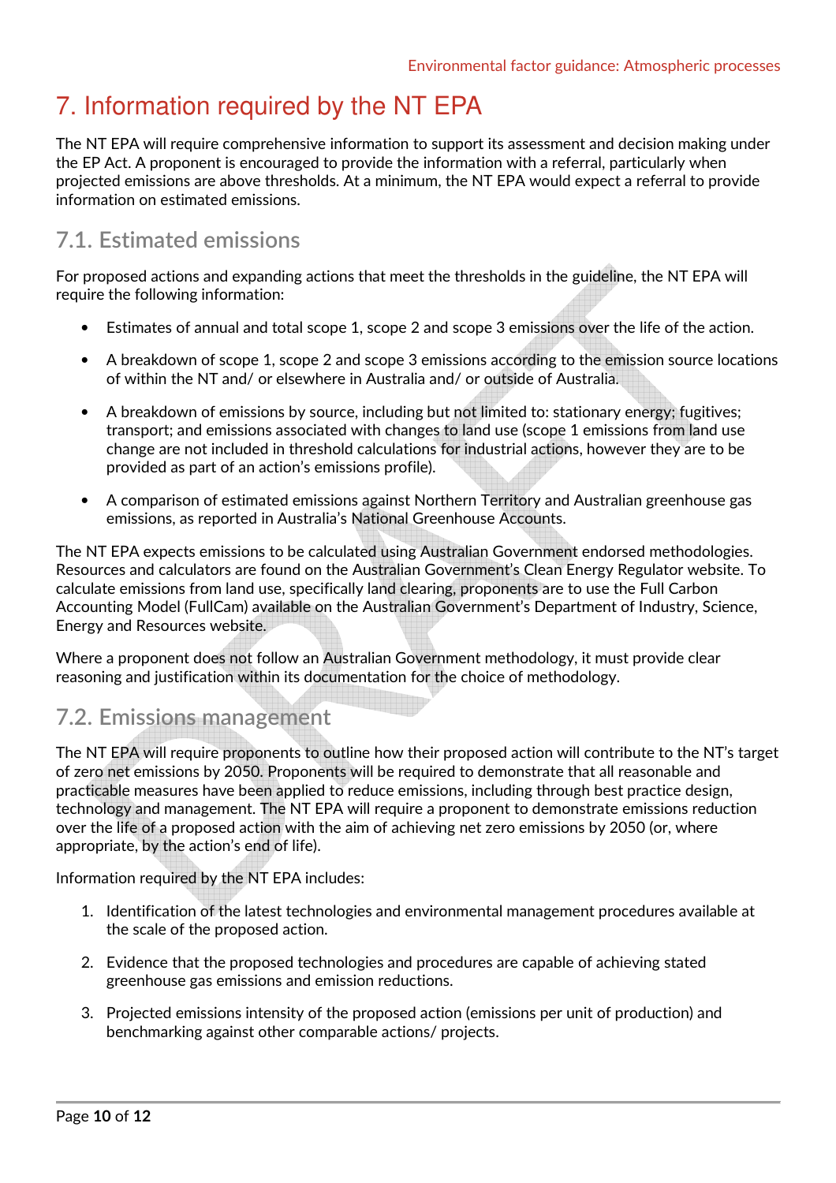# 7. Information required by the NT EPA

The NT EPA will require comprehensive information to support its assessment and decision making under the EP Act. A proponent is encouraged to provide the information with a referral, particularly when projected emissions are above thresholds. At a minimum, the NT EPA would expect a referral to provide information on estimated emissions.

## 7.1. Estimated emissions

For proposed actions and expanding actions that meet the thresholds in the guideline, the NT EPA will require the following information:

- Estimates of annual and total scope 1, scope 2 and scope 3 emissions over the life of the action.
- A breakdown of scope 1, scope 2 and scope 3 emissions according to the emission source locations of within the NT and/ or elsewhere in Australia and/ or outside of Australia.
- A breakdown of emissions by source, including but not limited to: stationary energy; fugitives; transport; and emissions associated with changes to land use (scope 1 emissions from land use change are not included in threshold calculations for industrial actions, however they are to be provided as part of an action's emissions profile).
- A comparison of estimated emissions against Northern Territory and Australian greenhouse gas emissions, as reported in Australia's National Greenhouse Accounts.

The NT EPA expects emissions to be calculated using Australian Government endorsed methodologies. Resources and calculators are found on the Australian Government's Clean Energy Regulator website. To calculate emissions from land use, specifically land clearing, proponents are to use the Full Carbon Accounting Model (FullCam) available on the Australian Government's Department of Industry, Science, Energy and Resources website.

Where a proponent does not follow an Australian Government methodology, it must provide clear reasoning and justification within its documentation for the choice of methodology.

## 7.2. Emissions management

The NT EPA will require proponents to outline how their proposed action will contribute to the NT's target of zero net emissions by 2050. Proponents will be required to demonstrate that all reasonable and practicable measures have been applied to reduce emissions, including through best practice design, technology and management. The NT EPA will require a proponent to demonstrate emissions reduction over the life of a proposed action with the aim of achieving net zero emissions by 2050 (or, where appropriate, by the action's end of life).

Information required by the NT EPA includes:

1. Identification of the latest technologies and environmental management procedures available at the scale of the proposed action.
2. Evidence that the proposed technologies and procedures are capable of achieving stated greenhouse gas emissions and emission reductions.
3. Projected emissions intensity of the proposed action (emissions per unit of production) and benchmarking against other comparable actions/ projects.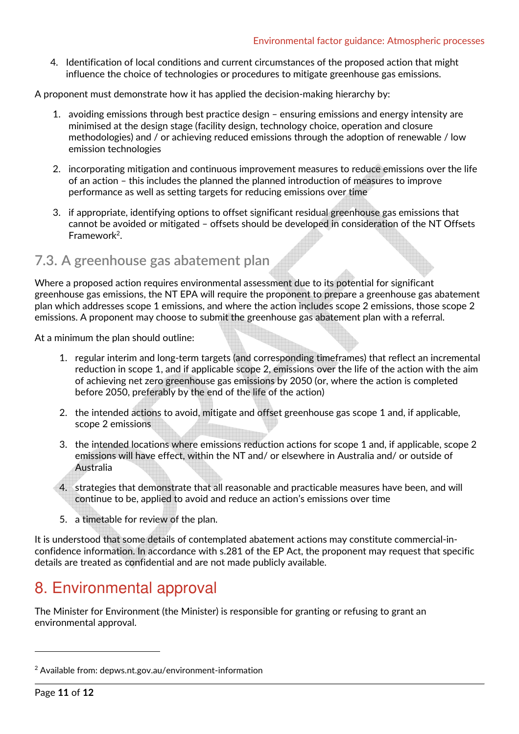4. Identification of local conditions and current circumstances of the proposed action that might influence the choice of technologies or procedures to mitigate greenhouse gas emissions.

A proponent must demonstrate how it has applied the decision-making hierarchy by:

1. avoiding emissions through best practice design – ensuring emissions and energy intensity are minimised at the design stage (facility design, technology choice, operation and closure methodologies) and / or achieving reduced emissions through the adoption of renewable / low emission technologies
2. incorporating mitigation and continuous improvement measures to reduce emissions over the life of an action – this includes the planned the planned introduction of measures to improve performance as well as setting targets for reducing emissions over time
3. if appropriate, identifying options to offset significant residual greenhouse gas emissions that cannot be avoided or mitigated – offsets should be developed in consideration of the NT Offsets Framework[2].

## 7.3. A greenhouse gas abatement plan

Where a proposed action requires environmental assessment due to its potential for significant greenhouse gas emissions, the NT EPA will require the proponent to prepare a greenhouse gas abatement plan which addresses scope 1 emissions, and where the action includes scope 2 emissions, those scope 2 emissions. A proponent may choose to submit the greenhouse gas abatement plan with a referral.

At a minimum the plan should outline:

1. regular interim and long-term targets (and corresponding timeframes) that reflect an incremental reduction in scope 1, and if applicable scope 2, emissions over the life of the action with the aim of achieving net zero greenhouse gas emissions by 2050 (or, where the action is completed before 2050, preferably by the end of the life of the action)
2. the intended actions to avoid, mitigate and offset greenhouse gas scope 1 and, if applicable, scope 2 emissions
3. the intended locations where emissions reduction actions for scope 1 and, if applicable, scope 2 emissions will have effect, within the NT and/ or elsewhere in Australia and/ or outside of Australia
4. strategies that demonstrate that all reasonable and practicable measures have been, and will continue to be, applied to avoid and reduce an action's emissions over time
5. a timetable for review of the plan.

It is understood that some details of contemplated abatement actions may constitute commercial-in-confidence information. In accordance with s.281 of the EP Act, the proponent may request that specific details are treated as confidential and are not made publicly available.

# 8. Environmental approval

The Minister for Environment (the Minister) is responsible for granting or refusing to grant an environmental approval.

[2] Available from: depws.nt.gov.au/environment-information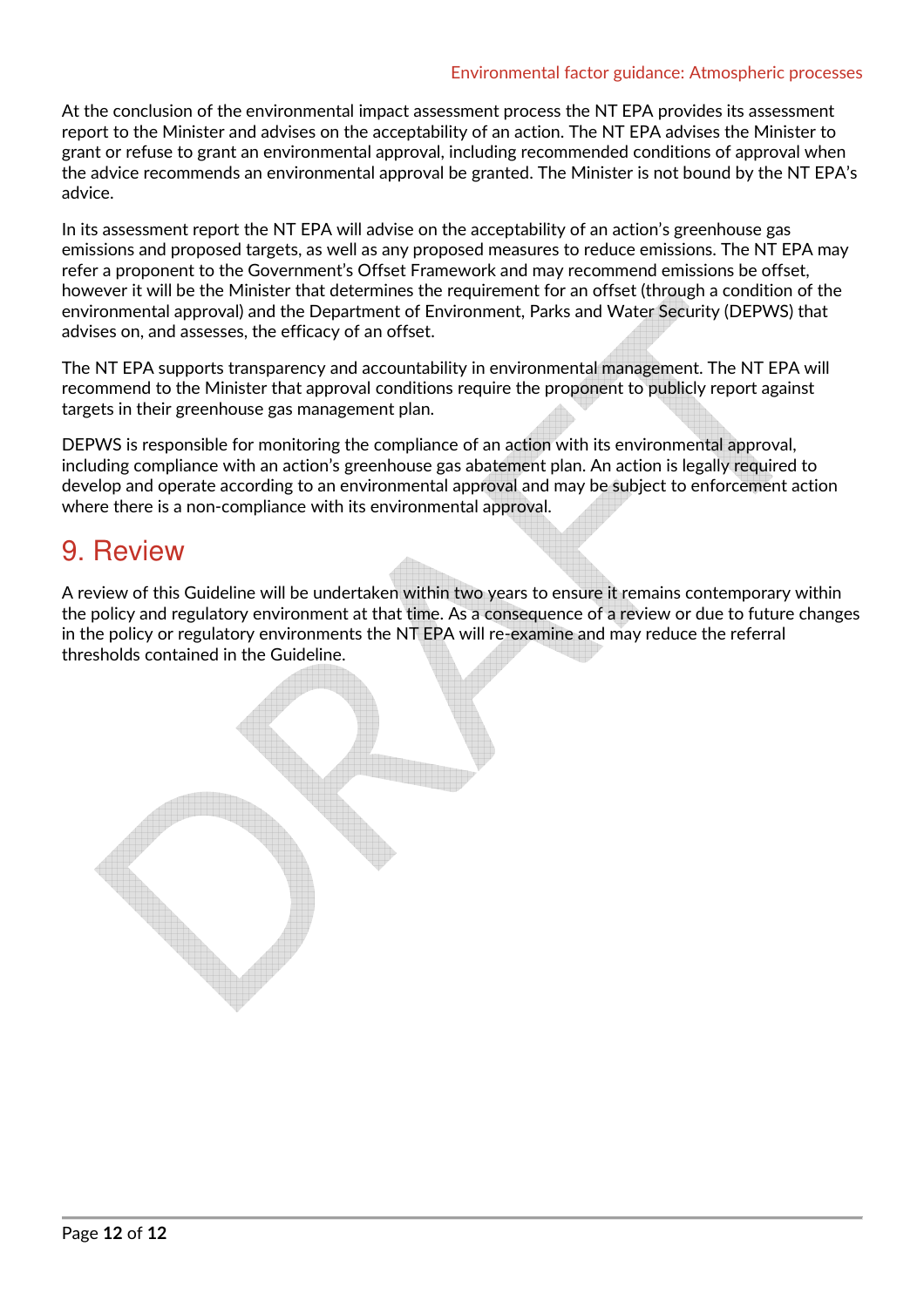At the conclusion of the environmental impact assessment process the NT EPA provides its assessment report to the Minister and advises on the acceptability of an action. The NT EPA advises the Minister to grant or refuse to grant an environmental approval, including recommended conditions of approval when the advice recommends an environmental approval be granted. The Minister is not bound by the NT EPA's advice.

In its assessment report the NT EPA will advise on the acceptability of an action's greenhouse gas emissions and proposed targets, as well as any proposed measures to reduce emissions. The NT EPA may refer a proponent to the Government's Offset Framework and may recommend emissions be offset, however it will be the Minister that determines the requirement for an offset (through a condition of the environmental approval) and the Department of Environment, Parks and Water Security (DEPWS) that advises on, and assesses, the efficacy of an offset.

The NT EPA supports transparency and accountability in environmental management. The NT EPA will recommend to the Minister that approval conditions require the proponent to publicly report against targets in their greenhouse gas management plan.

DEPWS is responsible for monitoring the compliance of an action with its environmental approval, including compliance with an action's greenhouse gas abatement plan. An action is legally required to develop and operate according to an environmental approval and may be subject to enforcement action where there is a non-compliance with its environmental approval.

# 9. Review

A review of this Guideline will be undertaken within two years to ensure it remains contemporary within the policy and regulatory environment at that time. As a consequence of a review or due to future changes in the policy or regulatory environments the NT EPA will re-examine and may reduce the referral thresholds contained in the Guideline.